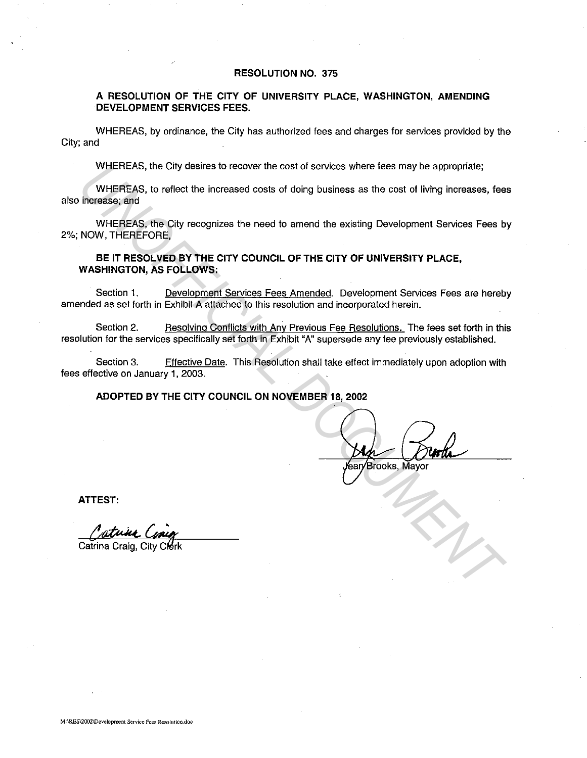# RESOLUTION NO. 375

## A RESOLUTION OF THE CITY OF UNIVERSITY PLACE, WASHINGTON, AMENDING DEVELOPMENT SERVICES FEES.

WHEREAS, by ordinance, the City has authorized fees and charges for services provided by the City; and

WHEREAS, the City desires to recover the cost of services where fees may be appropriate;

WHEREAS, to reflect the increased costs of doing business as the cost of living increases, fees also increase; and

WHEREAS, the City recognizes the need to amend the existing Development Services Fees by 2%; NOW, THEREFORE,

**BE IT RESOLVED BY THE CITY COUNCIL OF THE CITY OF UNIVERSITY PLACE, WASHINGTON, AS FOLLOWS:**

Section 1. Development Services Fees Amended. Development Services Fees are hereby amended as set forth in Exhibit A attached to this resolution and incorporated herein.

Section 2. Resolving Conflicts with Any Previous Fee Resolutions. The fees set forth in this resolution for the services specifically set forth in Exhibit "A" supersede any fee previously established.

Section 3. Effective Date. This Resolution shall take effect immediately upon adoption with fees effective on January 1, 2003.

**ADOPTED BY THE CITY COUNCIL ON NOVEMBER 18, 2002**

Jean Brooks, Mayor

**ATTEST:**

Catrina Craig, City Clerk

M:\RES\2002\Development Service Fees Resolution.doc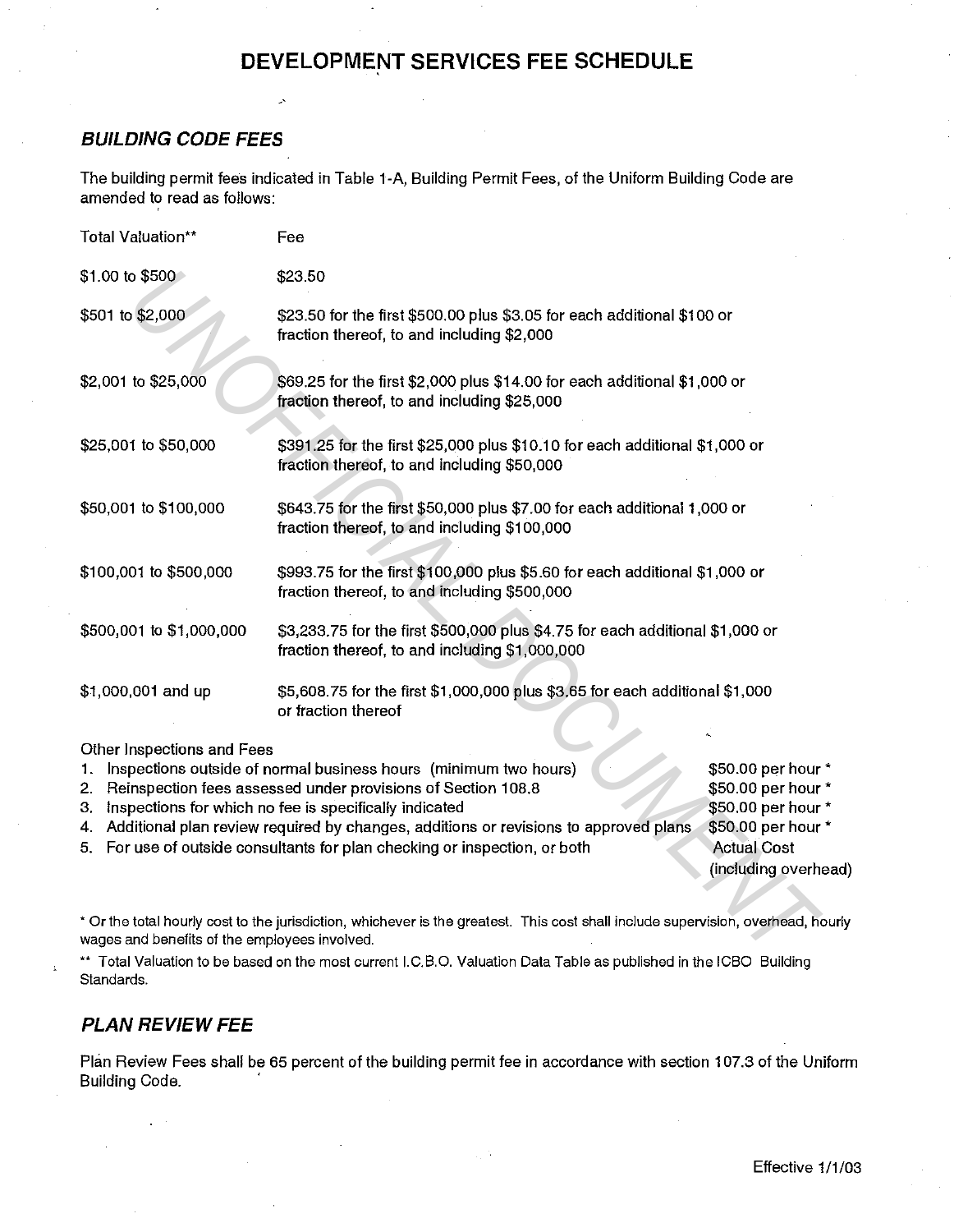# DEVELOPMENT SERVICES FEE SCHEDULE

## *BUILDING CODE FEES*

The building permit fees indicated in Table 1-A, Building Permit Fees, of the Uniform Building Code are amended to read as follows:

| Total Valuation** | Fee |
|---|---|
| $1.00 to $500 | $23.50 |
| $501 to $2,000 | $23.50 for the first $500.00 plus $3.05 for each additional $100 or fraction thereof, to and including $2,000 |
| $2,001 to $25,000 | $69.25 for the first $2,000 plus $14.00 for each additional $1,000 or fraction thereof, to and including $25,000 |
| $25,001 to $50,000 | $391.25 for the first $25,000 plus $10.10 for each additional $1,000 or fraction thereof, to and including $50,000 |
| $50,001 to $100,000 | $643.75 for the first $50,000 plus $7.00 for each additional 1,000 or fraction thereof, to and including $100,000 |
| $100,001 to $500,000 | $993.75 for the first $100,000 plus $5.60 for each additional $1,000 or fraction thereof, to and including $500,000 |
| $500,001 to $1,000,000 | $3,233.75 for the first $500,000 plus $4.75 for each additional $1,000 or fraction thereof, to and including $1,000,000 |
| $1,000,001 and up | $5,608.75 for the first $1,000,000 plus $3.65 for each additional $1,000 or fraction thereof |

Other Inspections and Fees

| | |
|---|---|
| 1. Inspections outside of normal business hours (minimum two hours) | $50.00 per hour * |
| 2. Reinspection fees assessed under provisions of Section 108.8 | $50.00 per hour * |
| 3. Inspections for which no fee is specifically indicated | $50.00 per hour * |
| 4. Additional plan review required by changes, additions or revisions to approved plans | $50.00 per hour * |
| 5. For use of outside consultants for plan checking or inspection, or both | Actual Cost (including overhead) |

\* Or the total hourly cost to the jurisdiction, whichever is the greatest. This cost shall include supervision, overhead, hourly wages and benefits of the employees involved.

\*\* Total Valuation to be based on the most current I.C.B.O. Valuation Data Table as published in the ICBO Building Standards.

## *PLAN REVIEW FEE*

Plan Review Fees shall be 65 percent of the building permit fee in accordance with section 107.3 of the Uniform Building Code.

Effective 1/1/03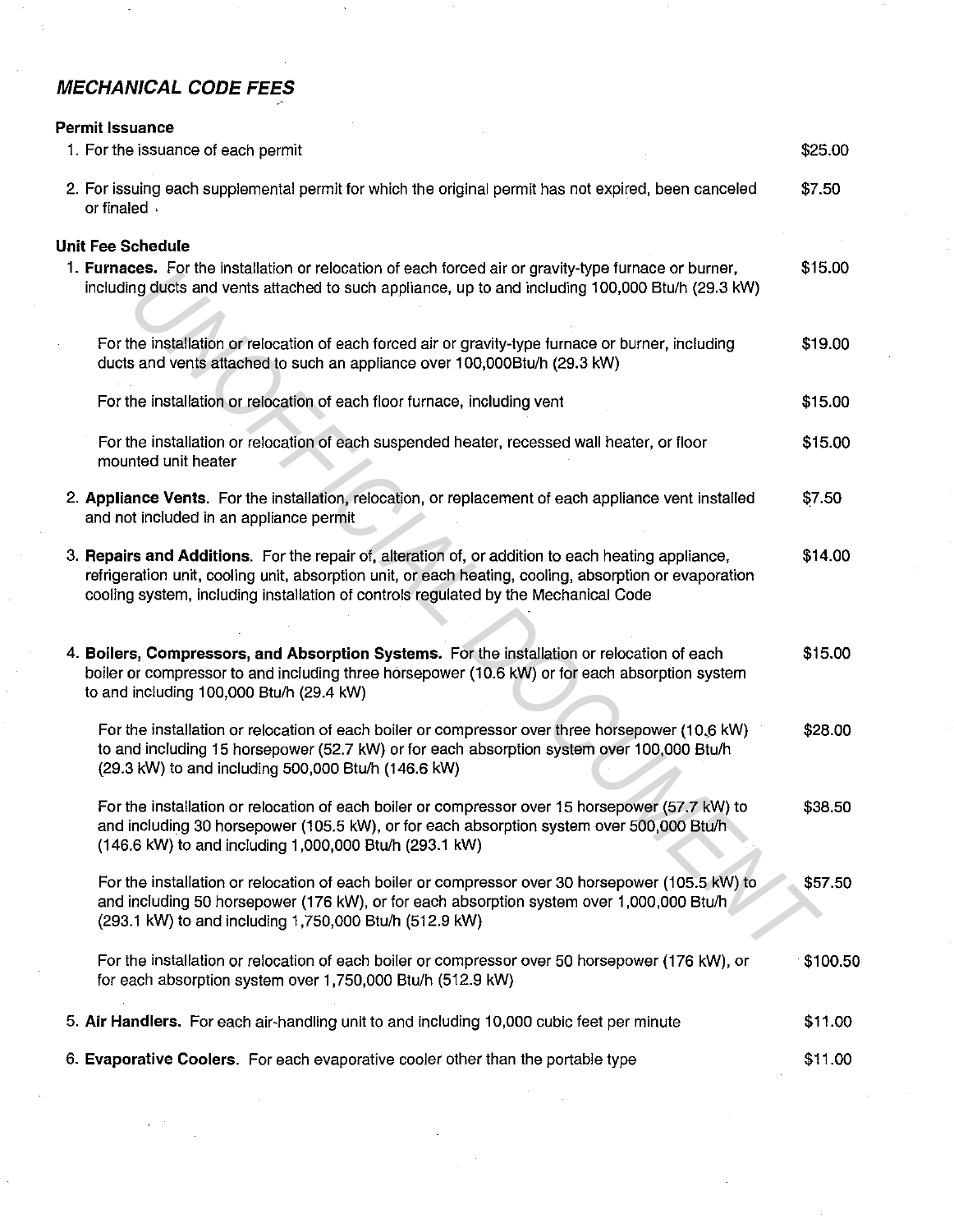## *MECHANICAL CODE FEES*

**Permit Issuance**

| | |
|---|---|
| 1. For the issuance of each permit | $25.00 |
| 2. For issuing each supplemental permit for which the original permit has not expired, been canceled or finaled | $7.50 |

**Unit Fee Schedule**

| | |
|---|---|
| 1. **Furnaces.** For the installation or relocation of each forced air or gravity-type furnace or burner, including ducts and vents attached to such appliance, up to and including 100,000 Btu/h (29.3 kW) | $15.00 |
| For the installation or relocation of each forced air or gravity-type furnace or burner, including ducts and vents attached to such an appliance over 100,000Btu/h (29.3 kW) | $19.00 |
| For the installation or relocation of each floor furnace, including vent | $15.00 |
| For the installation or relocation of each suspended heater, recessed wall heater, or floor mounted unit heater | $15.00 |
| 2. **Appliance Vents.** For the installation, relocation, or replacement of each appliance vent installed and not included in an appliance permit | $7.50 |
| 3. **Repairs and Additions.** For the repair of, alteration of, or addition to each heating appliance, refrigeration unit, cooling unit, absorption unit, or each heating, cooling, absorption or evaporation cooling system, including installation of controls regulated by the Mechanical Code | $14.00 |
| 4. **Boilers, Compressors, and Absorption Systems.** For the installation or relocation of each boiler or compressor to and including three horsepower (10.6 kW) or for each absorption system to and including 100,000 Btu/h (29.4 kW) | $15.00 |
| For the installation or relocation of each boiler or compressor over three horsepower (10.6 kW) to and including 15 horsepower (52.7 kW) or for each absorption system over 100,000 Btu/h (29.3 kW) to and including 500,000 Btu/h (146.6 kW) | $28.00 |
| For the installation or relocation of each boiler or compressor over 15 horsepower (57.7 kW) to and including 30 horsepower (105.5 kW), or for each absorption system over 500,000 Btu/h (146.6 kW) to and including 1,000,000 Btu/h (293.1 kW) | $38.50 |
| For the installation or relocation of each boiler or compressor over 30 horsepower (105.5 kW) to and including 50 horsepower (176 kW), or for each absorption system over 1,000,000 Btu/h (293.1 kW) to and including 1,750,000 Btu/h (512.9 kW) | $57.50 |
| For the installation or relocation of each boiler or compressor over 50 horsepower (176 kW), or for each absorption system over 1,750,000 Btu/h (512.9 kW) | $100.50 |
| 5. **Air Handlers.** For each air-handling unit to and including 10,000 cubic feet per minute | $11.00 |
| 6. **Evaporative Coolers.** For each evaporative cooler other than the portable type | $11.00 |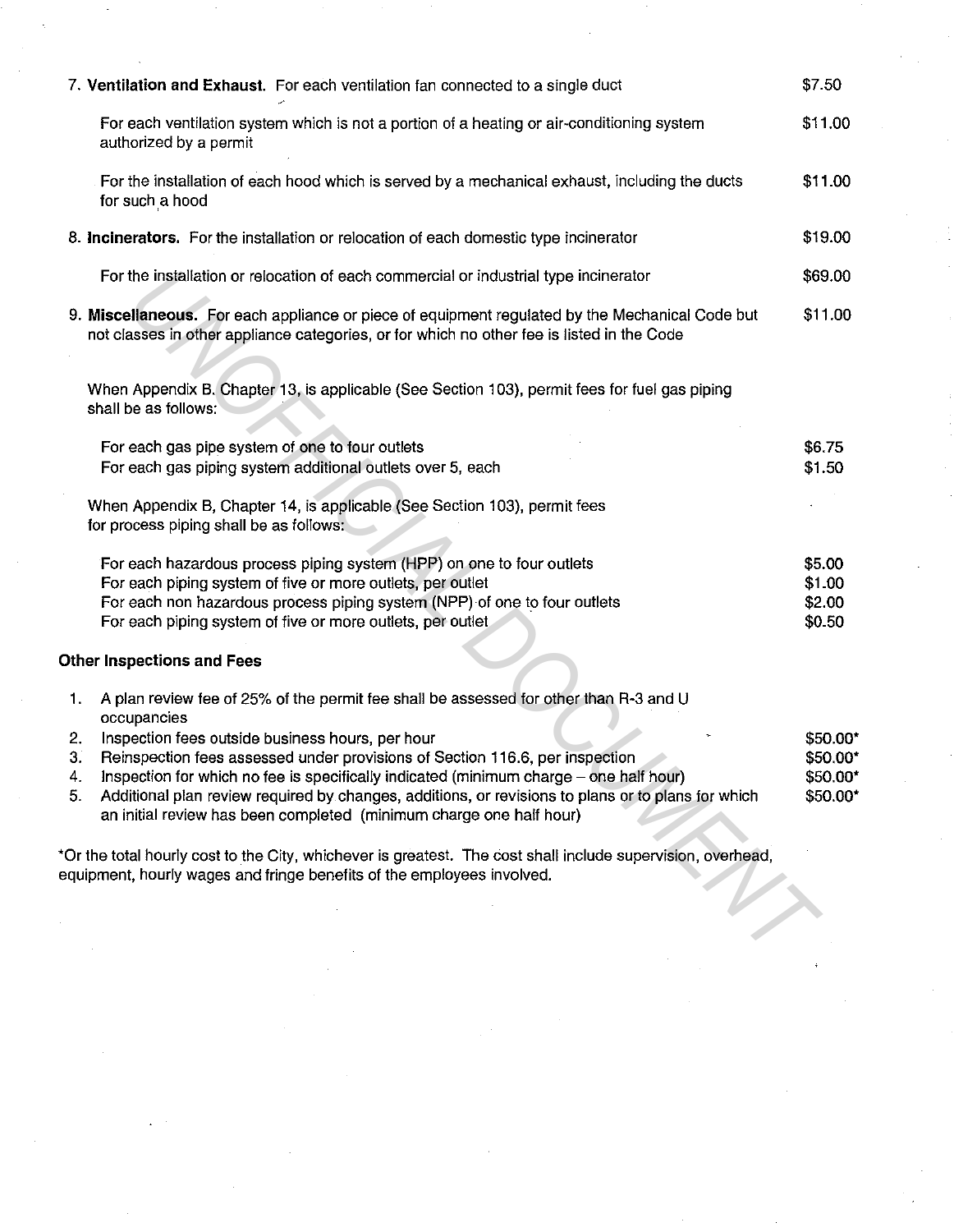7. **Ventilation and Exhaust.** For each ventilation fan connected to a single duct — $7.50

   For each ventilation system which is not a portion of a heating or air-conditioning system authorized by a permit — $11.00

   For the installation of each hood which is served by a mechanical exhaust, including the ducts for such a hood — $11.00

8. **Incinerators.** For the installation or relocation of each domestic type incinerator — $19.00

   For the installation or relocation of each commercial or industrial type incinerator — $69.00

9. **Miscellaneous.** For each appliance or piece of equipment regulated by the Mechanical Code but not classes in other appliance categories, or for which no other fee is listed in the Code — $11.00

   When Appendix B. Chapter 13, is applicable (See Section 103), permit fees for fuel gas piping shall be as follows:

   | | |
   |---|---|
   | For each gas pipe system of one to four outlets | $6.75 |
   | For each gas piping system additional outlets over 5, each | $1.50 |

   When Appendix B, Chapter 14, is applicable (See Section 103), permit fees for process piping shall be as follows:

   | | |
   |---|---|
   | For each hazardous process piping system (HPP) on one to four outlets | $5.00 |
   | For each piping system of five or more outlets, per outlet | $1.00 |
   | For each non hazardous process piping system (NPP) of one to four outlets | $2.00 |
   | For each piping system of five or more outlets, per outlet | $0.50 |

**Other Inspections and Fees**

| | | |
|---|---|---|
| 1. | A plan review fee of 25% of the permit fee shall be assessed for other than R-3 and U occupancies | |
| 2. | Inspection fees outside business hours, per hour | $50.00* |
| 3. | Reinspection fees assessed under provisions of Section 116.6, per inspection | $50.00* |
| 4. | Inspection for which no fee is specifically indicated (minimum charge – one half hour) | $50.00* |
| 5. | Additional plan review required by changes, additions, or revisions to plans or to plans for which an initial review has been completed (minimum charge one half hour) | $50.00* |

*Or the total hourly cost to the City, whichever is greatest. The cost shall include supervision, overhead, equipment, hourly wages and fringe benefits of the employees involved.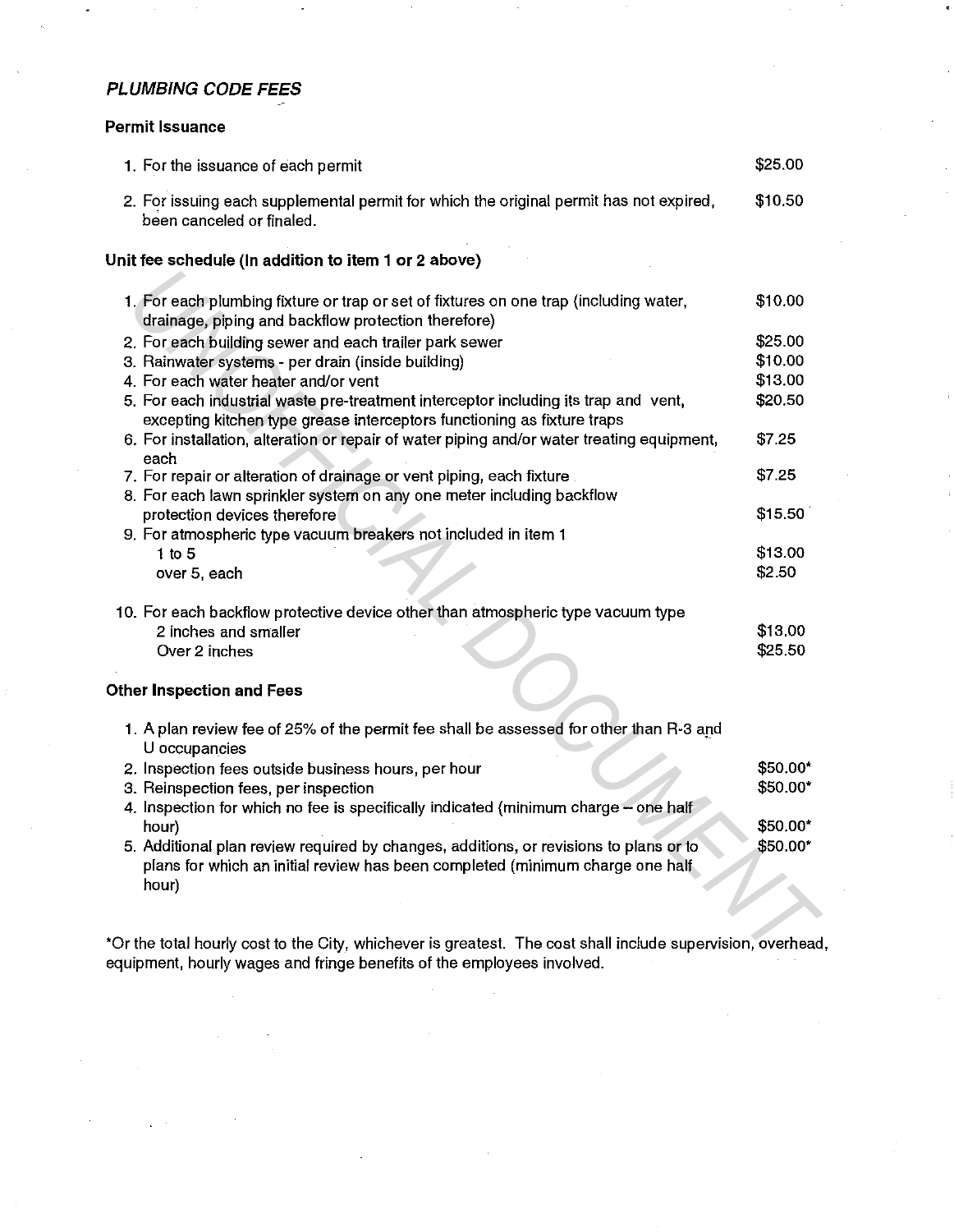## *PLUMBING CODE FEES*

### Permit Issuance

| | |
|---|---|
| 1. For the issuance of each permit | $25.00 |
| 2. For issuing each supplemental permit for which the original permit has not expired, been canceled or finaled. | $10.50 |

### Unit fee schedule (In addition to item 1 or 2 above)

| | |
|---|---|
| 1. For each plumbing fixture or trap or set of fixtures on one trap (including water, drainage, piping and backflow protection therefore) | $10.00 |
| 2. For each building sewer and each trailer park sewer | $25.00 |
| 3. Rainwater systems - per drain (inside building) | $10.00 |
| 4. For each water heater and/or vent | $13.00 |
| 5. For each industrial waste pre-treatment interceptor including its trap and vent, excepting kitchen type grease interceptors functioning as fixture traps | $20.50 |
| 6. For installation, alteration or repair of water piping and/or water treating equipment, each | $7.25 |
| 7. For repair or alteration of drainage or vent piping, each fixture | $7.25 |
| 8. For each lawn sprinkler system on any one meter including backflow protection devices therefore | $15.50 |
| 9. For atmospheric type vacuum breakers not included in item 1 | |
| 1 to 5 | $13.00 |
| over 5, each | $2.50 |
| 10. For each backflow protective device other than atmospheric type vacuum type | |
| 2 inches and smaller | $13.00 |
| Over 2 inches | $25.50 |

### Other Inspection and Fees

| | |
|---|---|
| 1. A plan review fee of 25% of the permit fee shall be assessed for other than R-3 and U occupancies | |
| 2. Inspection fees outside business hours, per hour | $50.00* |
| 3. Reinspection fees, per inspection | $50.00* |
| 4. Inspection for which no fee is specifically indicated (minimum charge – one half hour) | $50.00* |
| 5. Additional plan review required by changes, additions, or revisions to plans or to plans for which an initial review has been completed (minimum charge one half hour) | $50.00* |

*Or the total hourly cost to the City, whichever is greatest. The cost shall include supervision, overhead, equipment, hourly wages and fringe benefits of the employees involved.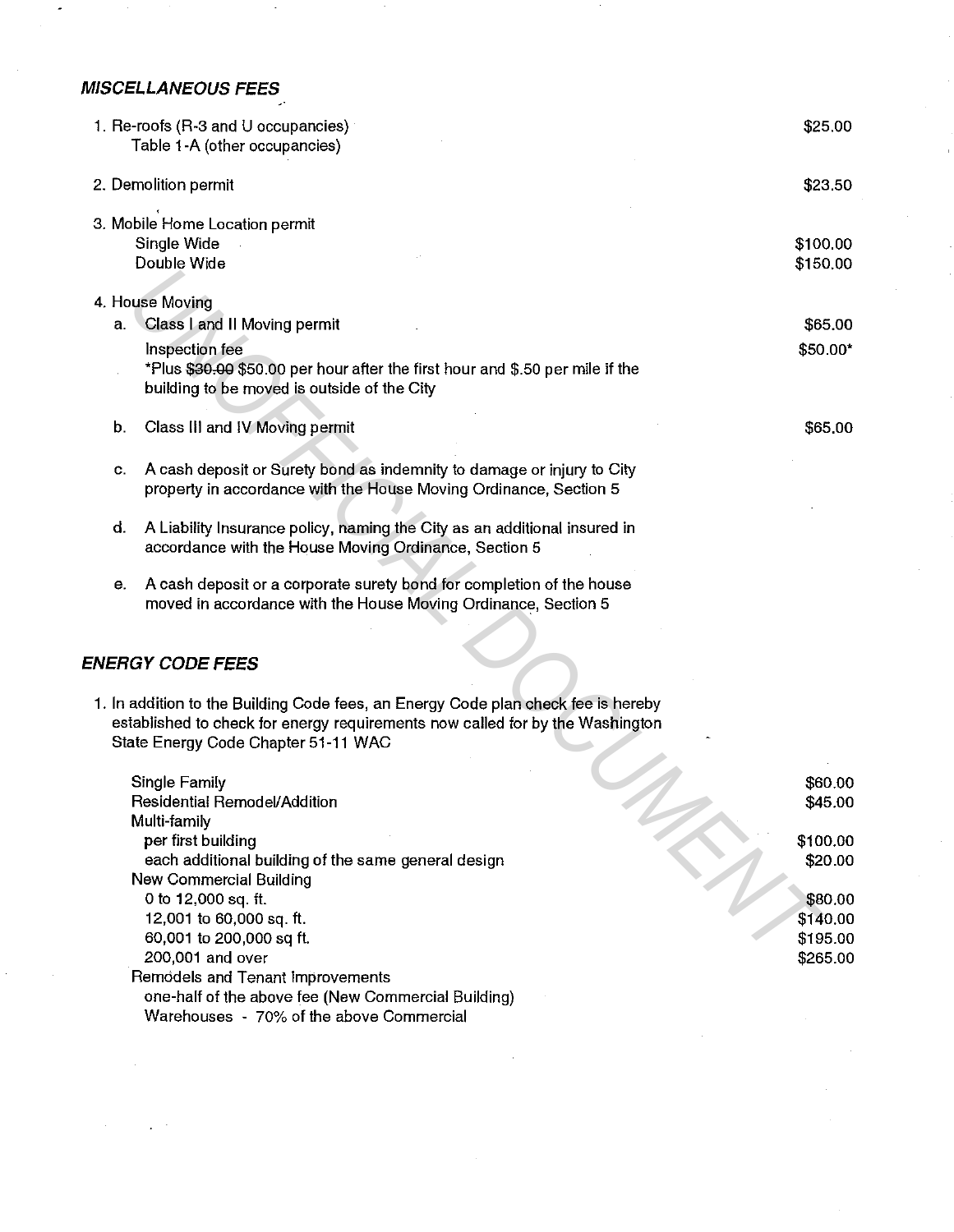### *MISCELLANEOUS FEES*

| | |
|---|---|
| 1. Re-roofs (R-3 and U occupancies) | $25.00 |
| Table 1-A (other occupancies) | |
| 2. Demolition permit | $23.50 |
| 3. Mobile Home Location permit | |
| Single Wide | $100.00 |
| Double Wide | $150.00 |
| 4. House Moving | |
| a. Class I and II Moving permit | $65.00 |
| Inspection fee<br>*Plus ~~$30.00~~ $50.00 per hour after the first hour and $.50 per mile if the building to be moved is outside of the City | $50.00* |
| b. Class III and IV Moving permit | $65.00 |
| c. A cash deposit or Surety bond as indemnity to damage or injury to City property in accordance with the House Moving Ordinance, Section 5 | |
| d. A Liability Insurance policy, naming the City as an additional insured in accordance with the House Moving Ordinance, Section 5 | |
| e. A cash deposit or a corporate surety bond for completion of the house moved in accordance with the House Moving Ordinance, Section 5 | |

### *ENERGY CODE FEES*

1. In addition to the Building Code fees, an Energy Code plan check fee is hereby established to check for energy requirements now called for by the Washington State Energy Code Chapter 51-11 WAC

| | |
|---|---|
| Single Family | $60.00 |
| Residential Remodel/Addition | $45.00 |
| Multi-family | |
| per first building | $100.00 |
| each additional building of the same general design | $20.00 |
| New Commercial Building | |
| 0 to 12,000 sq. ft. | $80.00 |
| 12,001 to 60,000 sq. ft. | $140.00 |
| 60,001 to 200,000 sq ft. | $195.00 |
| 200,001 and over | $265.00 |
| Remodels and Tenant Improvements | |
| one-half of the above fee (New Commercial Building) | |
| Warehouses - 70% of the above Commercial | |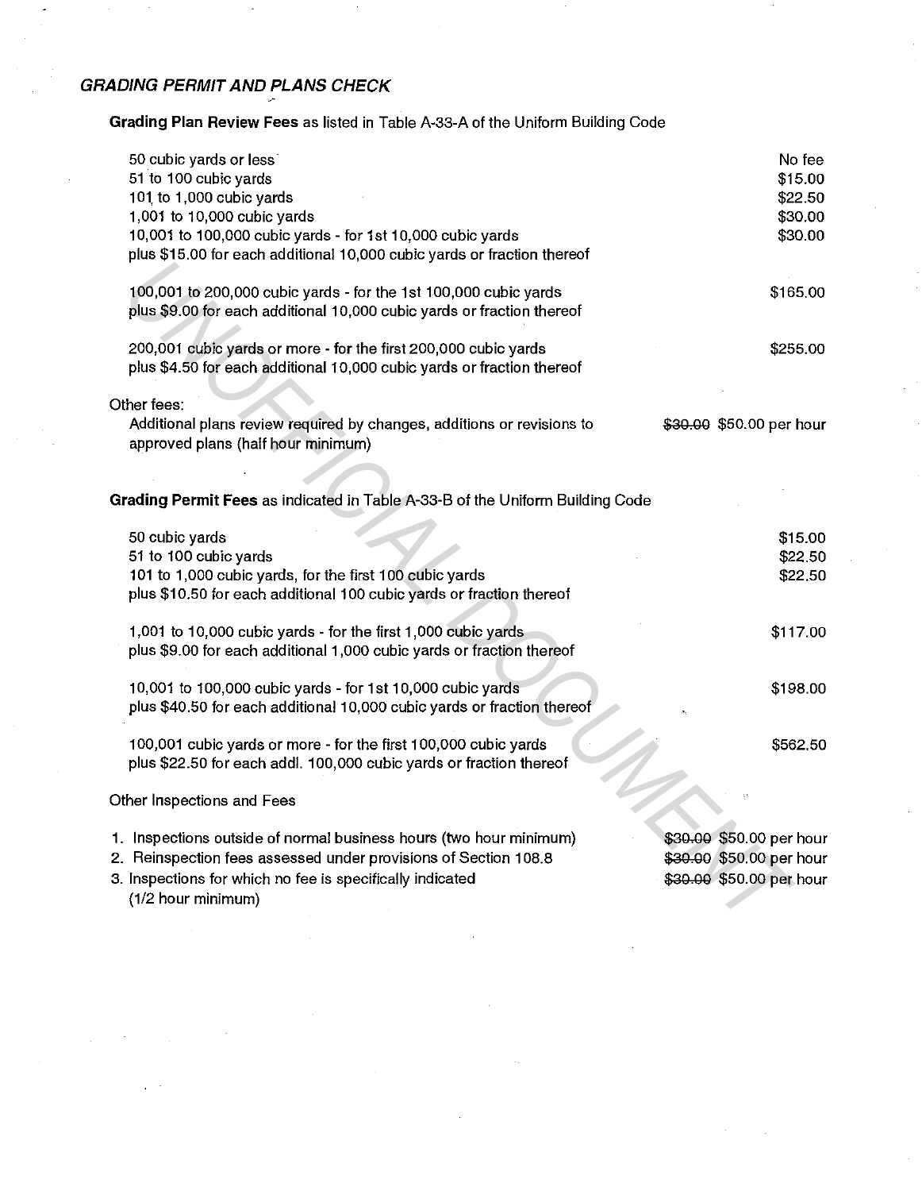## *GRADING PERMIT AND PLANS CHECK*

**Grading Plan Review Fees** as listed in Table A-33-A of the Uniform Building Code

| | |
|---|---|
| 50 cubic yards or less | No fee |
| 51 to 100 cubic yards | $15.00 |
| 101 to 1,000 cubic yards | $22.50 |
| 1,001 to 10,000 cubic yards | $30.00 |
| 10,001 to 100,000 cubic yards - for 1st 10,000 cubic yards<br>plus $15.00 for each additional 10,000 cubic yards or fraction thereof | $30.00 |
| 100,001 to 200,000 cubic yards - for the 1st 100,000 cubic yards<br>plus $9.00 for each additional 10,000 cubic yards or fraction thereof | $165.00 |
| 200,001 cubic yards or more - for the first 200,000 cubic yards<br>plus $4.50 for each additional 10,000 cubic yards or fraction thereof | $255.00 |

Other fees:

| | |
|---|---|
| Additional plans review required by changes, additions or revisions to approved plans (half hour minimum) | ~~$30.00~~ $50.00 per hour |

**Grading Permit Fees** as indicated in Table A-33-B of the Uniform Building Code

| | |
|---|---|
| 50 cubic yards | $15.00 |
| 51 to 100 cubic yards | $22.50 |
| 101 to 1,000 cubic yards, for the first 100 cubic yards<br>plus $10.50 for each additional 100 cubic yards or fraction thereof | $22.50 |
| 1,001 to 10,000 cubic yards - for the first 1,000 cubic yards<br>plus $9.00 for each additional 1,000 cubic yards or fraction thereof | $117.00 |
| 10,001 to 100,000 cubic yards - for 1st 10,000 cubic yards<br>plus $40.50 for each additional 10,000 cubic yards or fraction thereof | $198.00 |
| 100,001 cubic yards or more - for the first 100,000 cubic yards<br>plus $22.50 for each addl. 100,000 cubic yards or fraction thereof | $562.50 |

Other Inspections and Fees

| | |
|---|---|
| 1. Inspections outside of normal business hours (two hour minimum) | ~~$30.00~~ $50.00 per hour |
| 2. Reinspection fees assessed under provisions of Section 108.8 | ~~$30.00~~ $50.00 per hour |
| 3. Inspections for which no fee is specifically indicated (1/2 hour minimum) | ~~$30.00~~ $50.00 per hour |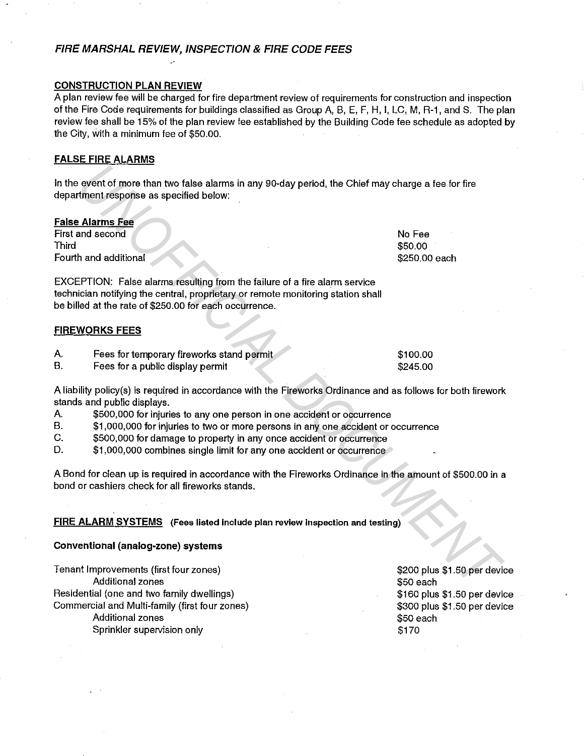## *FIRE MARSHAL REVIEW, INSPECTION & FIRE CODE FEES*

### CONSTRUCTION PLAN REVIEW

A plan review fee will be charged for fire department review of requirements for construction and inspection of the Fire Code requirements for buildings classified as Group A, B, E, F, H, I, LC, M, R-1, and S. The plan review fee shall be 15% of the plan review fee established by the Building Code fee schedule as adopted by the City, with a minimum fee of $50.00.

### FALSE FIRE ALARMS

In the event of more than two false alarms in any 90-day period, the Chief may charge a fee for fire department response as specified below:

**False Alarms Fee**

| | |
|---|---|
| First and second | No Fee |
| Third | $50.00 |
| Fourth and additional | $250.00 each |

EXCEPTION: False alarms resulting from the failure of a fire alarm service technician notifying the central, proprietary or remote monitoring station shall be billed at the rate of $250.00 for each occurrence.

### FIREWORKS FEES

| | | |
|---|---|---|
| A. | Fees for temporary fireworks stand permit | $100.00 |
| B. | Fees for a public display permit | $245.00 |

A liability policy(s) is required in accordance with the Fireworks Ordinance and as follows for both firework stands and public displays.

A. $500,000 for injuries to any one person in one accident or occurrence
B. $1,000,000 for injuries to two or more persons in any one accident or occurrence
C. $500,000 for damage to property in any once accident or occurrence
D. $1,000,000 combines single limit for any one accident or occurrence

A Bond for clean up is required in accordance with the Fireworks Ordinance in the amount of $500.00 in a bond or cashiers check for all fireworks stands.

### FIRE ALARM SYSTEMS **(Fees listed include plan review inspection and testing)**

**Conventional (analog-zone) systems**

| | |
|---|---|
| Tenant Improvements (first four zones) | $200 plus $1.50 per device |
| Additional zones | $50 each |
| Residential (one and two family dwellings) | $160 plus $1.50 per device |
| Commercial and Multi-family (first four zones) | $300 plus $1.50 per device |
| Additional zones | $50 each |
| Sprinkler supervision only | $170 |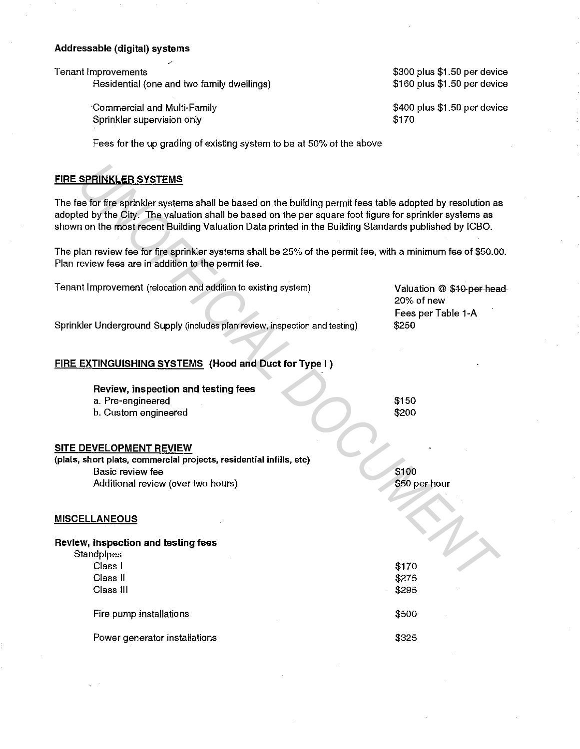**Addressable (digital) systems**

| | |
|---|---|
| Tenant Improvements | $300 plus $1.50 per device |
| Residential (one and two family dwellings) | $160 plus $1.50 per device |
| Commercial and Multi-Family | $400 plus $1.50 per device |
| Sprinkler supervision only | $170 |

Fees for the up grading of existing system to be at 50% of the above

## FIRE SPRINKLER SYSTEMS

The fee for fire sprinkler systems shall be based on the building permit fees table adopted by resolution as adopted by the City. The valuation shall be based on the per square foot figure for sprinkler systems as shown on the most recent Building Valuation Data printed in the Building Standards published by ICBO.

The plan review fee for fire sprinkler systems shall be 25% of the permit fee, with a minimum fee of $50.00. Plan review fees are in addition to the permit fee.

| | |
|---|---|
| Tenant Improvement (relocation and addition to existing system) | Valuation @ ~~$10 per head~~ 20% of new Fees per Table 1-A |
| Sprinkler Underground Supply (includes plan review, inspection and testing) | $250 |

## FIRE EXTINGUISHING SYSTEMS (Hood and Duct for Type I)

**Review, inspection and testing fees**

| | |
|---|---|
| a. Pre-engineered | $150 |
| b. Custom engineered | $200 |

## SITE DEVELOPMENT REVIEW

**(plats, short plats, commercial projects, residential infills, etc)**

| | |
|---|---|
| Basic review fee | $100 |
| Additional review (over two hours) | $50 per hour |

## MISCELLANEOUS

**Review, inspection and testing fees**

Standpipes

| | |
|---|---|
| Class I | $170 |
| Class II | $275 |
| Class III | $295 |
| Fire pump installations | $500 |
| Power generator installations | $325 |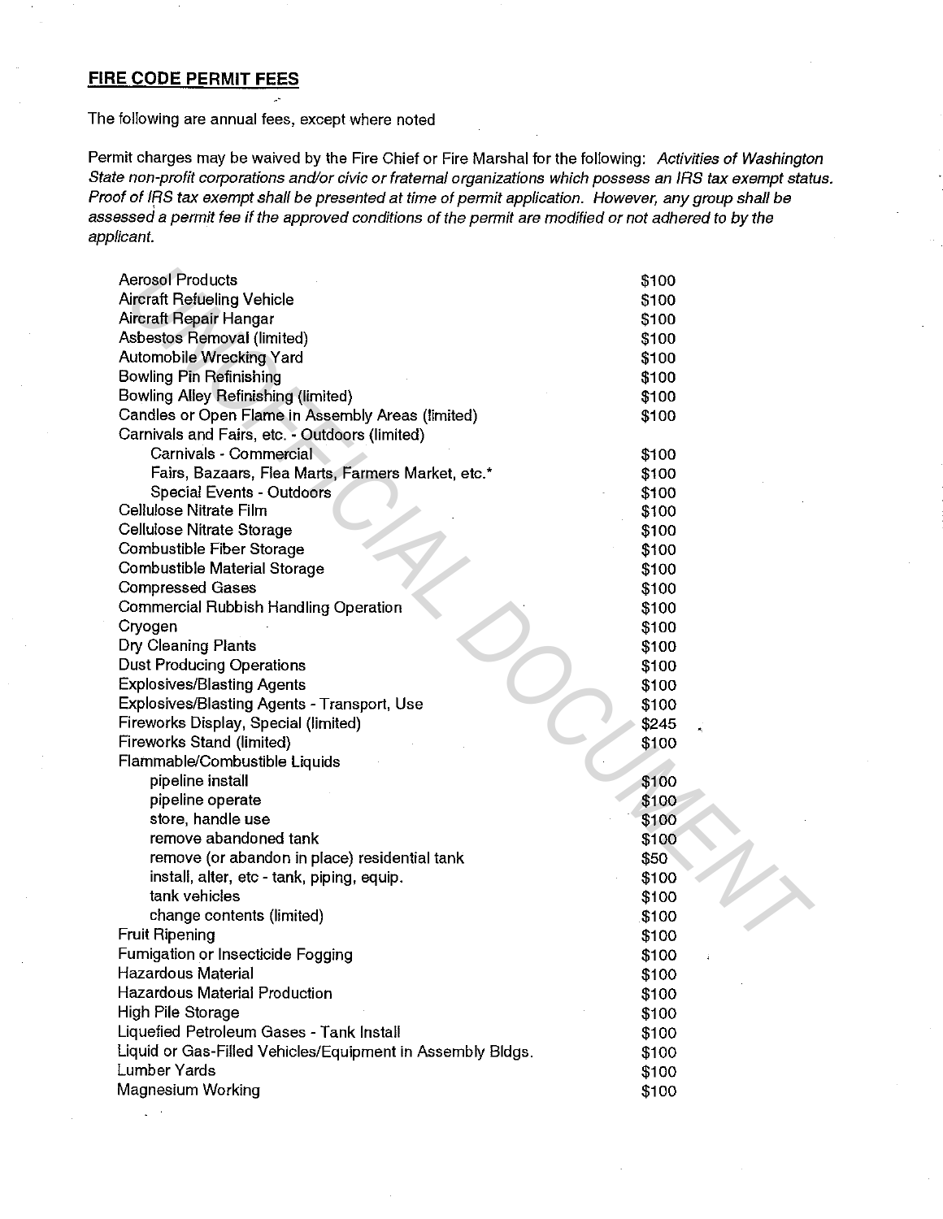## FIRE CODE PERMIT FEES

The following are annual fees, except where noted

Permit charges may be waived by the Fire Chief or Fire Marshal for the following: *Activities of Washington State non-profit corporations and/or civic or fraternal organizations which possess an IRS tax exempt status. Proof of IRS tax exempt shall be presented at time of permit application. However, any group shall be assessed a permit fee if the approved conditions of the permit are modified or not adhered to by the applicant.*

| Permit | Fee |
|---|---|
| Aerosol Products | $100 |
| Aircraft Refueling Vehicle | $100 |
| Aircraft Repair Hangar | $100 |
| Asbestos Removal (limited) | $100 |
| Automobile Wrecking Yard | $100 |
| Bowling Pin Refinishing | $100 |
| Bowling Alley Refinishing (limited) | $100 |
| Candles or Open Flame in Assembly Areas (limited) | $100 |
| Carnivals and Fairs, etc. - Outdoors (limited) | |
| Carnivals - Commercial | $100 |
| Fairs, Bazaars, Flea Marts, Farmers Market, etc.* | $100 |
| Special Events - Outdoors | $100 |
| Cellulose Nitrate Film | $100 |
| Cellulose Nitrate Storage | $100 |
| Combustible Fiber Storage | $100 |
| Combustible Material Storage | $100 |
| Compressed Gases | $100 |
| Commercial Rubbish Handling Operation | $100 |
| Cryogen | $100 |
| Dry Cleaning Plants | $100 |
| Dust Producing Operations | $100 |
| Explosives/Blasting Agents | $100 |
| Explosives/Blasting Agents - Transport, Use | $100 |
| Fireworks Display, Special (limited) | $245 |
| Fireworks Stand (limited) | $100 |
| Flammable/Combustible Liquids | |
| pipeline install | $100 |
| pipeline operate | $100 |
| store, handle use | $100 |
| remove abandoned tank | $100 |
| remove (or abandon in place) residential tank | $50 |
| install, alter, etc - tank, piping, equip. | $100 |
| tank vehicles | $100 |
| change contents (limited) | $100 |
| Fruit Ripening | $100 |
| Fumigation or Insecticide Fogging | $100 |
| Hazardous Material | $100 |
| Hazardous Material Production | $100 |
| High Pile Storage | $100 |
| Liquefied Petroleum Gases - Tank Install | $100 |
| Liquid or Gas-Filled Vehicles/Equipment in Assembly Bldgs. | $100 |
| Lumber Yards | $100 |
| Magnesium Working | $100 |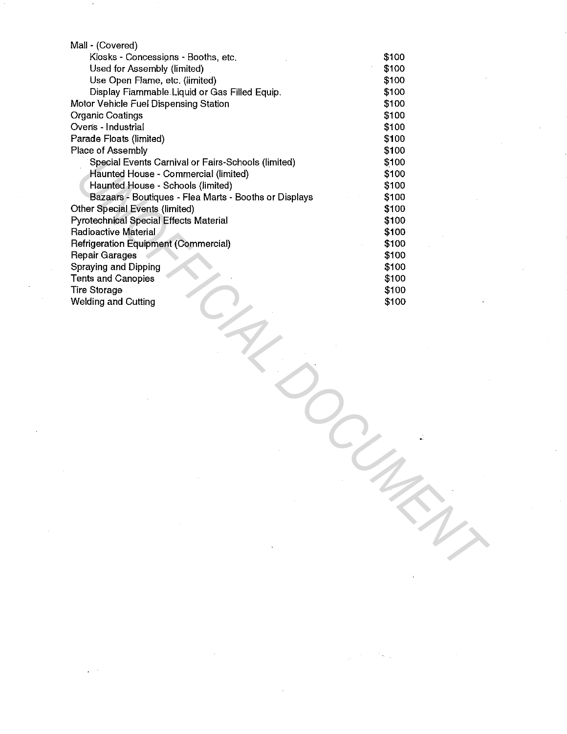| | |
|---|---|
| Mall - (Covered) | |
| Kiosks - Concessions - Booths, etc. | $100 |
| Used for Assembly (limited) | $100 |
| Use Open Flame, etc. (limited) | $100 |
| Display Flammable Liquid or Gas Filled Equip. | $100 |
| Motor Vehicle Fuel Dispensing Station | $100 |
| Organic Coatings | $100 |
| Ovens - Industrial | $100 |
| Parade Floats (limited) | $100 |
| Place of Assembly | $100 |
| Special Events Carnival or Fairs-Schools (limited) | $100 |
| Haunted House - Commercial (limited) | $100 |
| Haunted House - Schools (limited) | $100 |
| Bazaars - Boutiques - Flea Marts - Booths or Displays | $100 |
| Other Special Events (limited) | $100 |
| Pyrotechnical Special Effects Material | $100 |
| Radioactive Material | $100 |
| Refrigeration Equipment (Commercial) | $100 |
| Repair Garages | $100 |
| Spraying and Dipping | $100 |
| Tents and Canopies | $100 |
| Tire Storage | $100 |
| Welding and Cutting | $100 |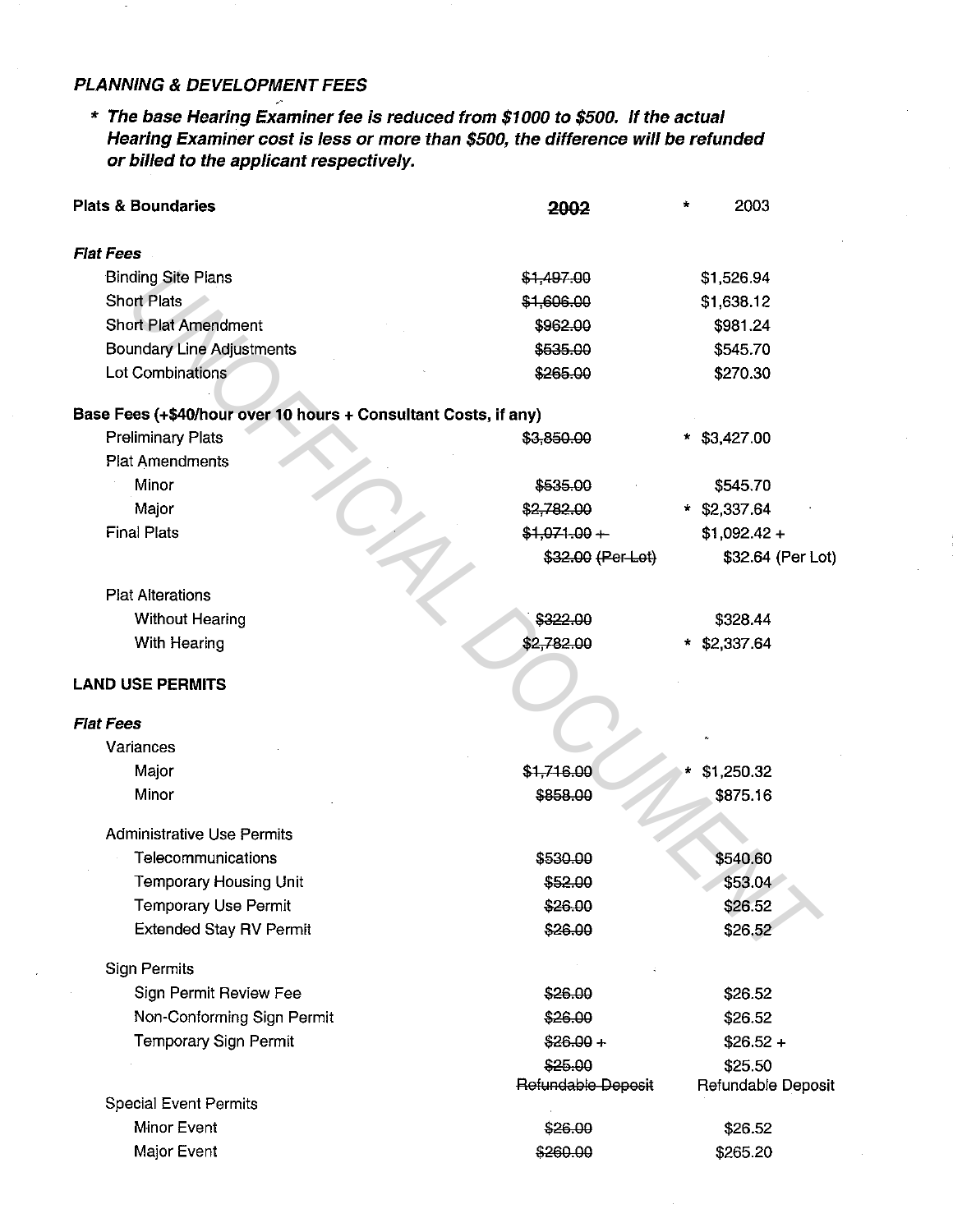### *PLANNING & DEVELOPMENT FEES*

***\* The base Hearing Examiner fee is reduced from $1000 to $500. If the actual Hearing Examiner cost is less or more than $500, the difference will be refunded or billed to the applicant respectively.***

| **Plats & Boundaries** | ~~2002~~ | * 2003 |
|---|---|---|
| ***Flat Fees*** | | |
| Binding Site Plans | ~~$1,497.00~~ | $1,526.94 |
| Short Plats | ~~$1,606.00~~ | $1,638.12 |
| Short Plat Amendment | ~~$962.00~~ | $981.24 |
| Boundary Line Adjustments | ~~$535.00~~ | $545.70 |
| Lot Combinations | ~~$265.00~~ | $270.30 |
| **Base Fees (+$40/hour over 10 hours + Consultant Costs, if any)** | | |
| Preliminary Plats | ~~$3,850.00~~ | * $3,427.00 |
| Plat Amendments | | |
| Minor | ~~$535.00~~ | $545.70 |
| Major | ~~$2,782.00~~ | * $2,337.64 |
| Final Plats | ~~$1,071.00 +~~ | $1,092.42 + |
| | ~~$32.00 (Per Lot)~~ | $32.64 (Per Lot) |
| Plat Alterations | | |
| Without Hearing | ~~$322.00~~ | $328.44 |
| With Hearing | ~~$2,782.00~~ | * $2,337.64 |
| **LAND USE PERMITS** | | |
| ***Flat Fees*** | | |
| Variances | | |
| Major | ~~$1,716.00~~ | * $1,250.32 |
| Minor | ~~$858.00~~ | $875.16 |
| Administrative Use Permits | | |
| Telecommunications | ~~$530.00~~ | $540.60 |
| Temporary Housing Unit | ~~$52.00~~ | $53.04 |
| Temporary Use Permit | ~~$26.00~~ | $26.52 |
| Extended Stay RV Permit | ~~$26.00~~ | $26.52 |
| Sign Permits | | |
| Sign Permit Review Fee | ~~$26.00~~ | $26.52 |
| Non-Conforming Sign Permit | ~~$26.00~~ | $26.52 |
| Temporary Sign Permit | ~~$26.00 +~~ | $26.52 + |
| | ~~$25.00 Refundable Deposit~~ | $25.50 Refundable Deposit |
| Special Event Permits | | |
| Minor Event | ~~$26.00~~ | $26.52 |
| Major Event | ~~$260.00~~ | $265.20 |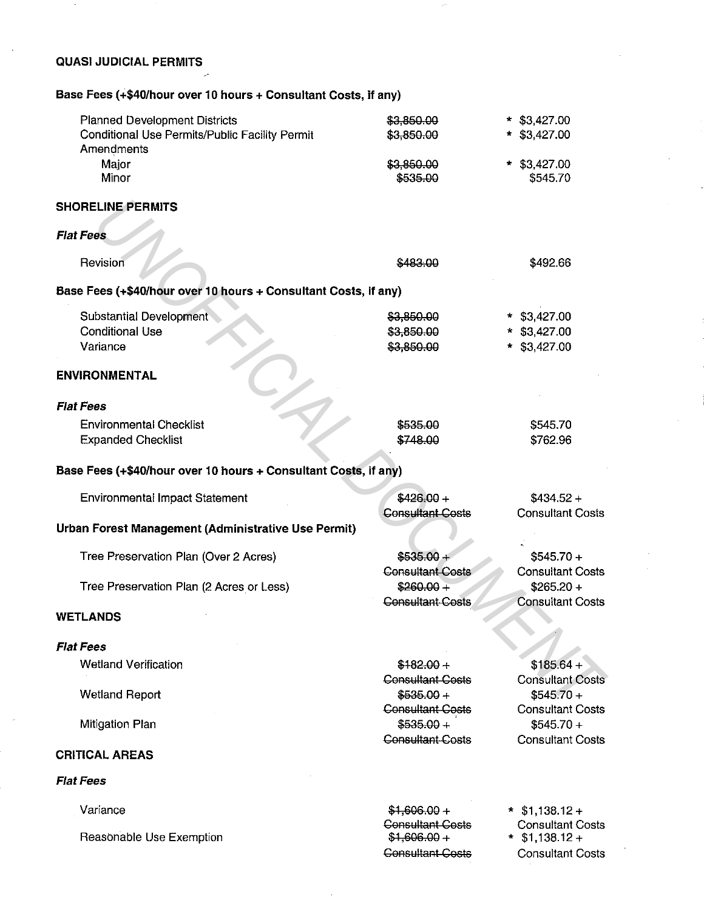**QUASI JUDICIAL PERMITS**

**Base Fees (+$40/hour over 10 hours + Consultant Costs, if any)**

| | | |
|---|---|---|
| Planned Development Districts | ~~$3,850.00~~ | * $3,427.00 |
| Conditional Use Permits/Public Facility Permit | ~~$3,850.00~~ | * $3,427.00 |
| Amendments | | |
| Major | ~~$3,850.00~~ | * $3,427.00 |
| Minor | ~~$535.00~~ | $545.70 |

**SHORELINE PERMITS**

***Flat Fees***

| | | |
|---|---|---|
| Revision | ~~$483.00~~ | $492.66 |

**Base Fees (+$40/hour over 10 hours + Consultant Costs, if any)**

| | | |
|---|---|---|
| Substantial Development | ~~$3,850.00~~ | * $3,427.00 |
| Conditional Use | ~~$3,850.00~~ | * $3,427.00 |
| Variance | ~~$3,850.00~~ | * $3,427.00 |

**ENVIRONMENTAL**

***Flat Fees***

| | | |
|---|---|---|
| Environmental Checklist | ~~$535.00~~ | $545.70 |
| Expanded Checklist | ~~$748.00~~ | $762.96 |

**Base Fees (+$40/hour over 10 hours + Consultant Costs, if any)**

| | | |
|---|---|---|
| Environmental Impact Statement | ~~$426.00 + Consultant Costs~~ | $434.52 + Consultant Costs |

**Urban Forest Management (Administrative Use Permit)**

| | | |
|---|---|---|
| Tree Preservation Plan (Over 2 Acres) | ~~$535.00 + Consultant Costs~~ | $545.70 + Consultant Costs |
| Tree Preservation Plan (2 Acres or Less) | ~~$260.00 + Consultant Costs~~ | $265.20 + Consultant Costs |

**WETLANDS**

***Flat Fees***

| | | |
|---|---|---|
| Wetland Verification | ~~$182.00 + Consultant Costs~~ | $185.64 + Consultant Costs |
| Wetland Report | ~~$535.00 + Consultant Costs~~ | $545.70 + Consultant Costs |
| Mitigation Plan | ~~$535.00 + Consultant Costs~~ | $545.70 + Consultant Costs |

**CRITICAL AREAS**

***Flat Fees***

| | | |
|---|---|---|
| Variance | ~~$1,606.00 + Consultant Costs~~ | * $1,138.12 + Consultant Costs |
| Reasonable Use Exemption | ~~$1,606.00 + Consultant Costs~~ | * $1,138.12 + Consultant Costs |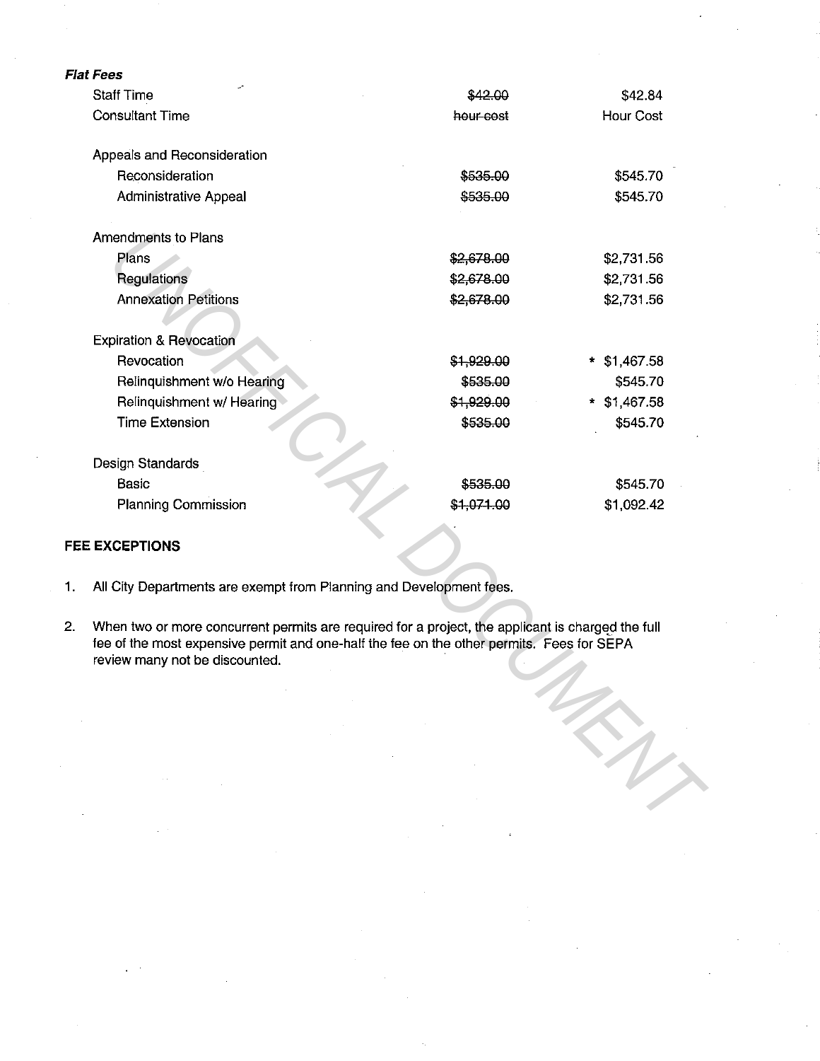***Flat Fees***

| | | |
|---|---|---|
| Staff Time | ~~$42.00~~ | $42.84 |
| Consultant Time | ~~hour cost~~ | Hour Cost |
| | | |
| Appeals and Reconsideration | | |
| Reconsideration | ~~$535.00~~ | $545.70 |
| Administrative Appeal | ~~$535.00~~ | $545.70 |
| | | |
| Amendments to Plans | | |
| Plans | ~~$2,678.00~~ | $2,731.56 |
| Regulations | ~~$2,678.00~~ | $2,731.56 |
| Annexation Petitions | ~~$2,678.00~~ | $2,731.56 |
| | | |
| Expiration & Revocation | | |
| Revocation | ~~$1,929.00~~ | * $1,467.58 |
| Relinquishment w/o Hearing | ~~$535.00~~ | $545.70 |
| Relinquishment w/ Hearing | ~~$1,929.00~~ | * $1,467.58 |
| Time Extension | ~~$535.00~~ | $545.70 |
| | | |
| Design Standards | | |
| Basic | ~~$535.00~~ | $545.70 |
| Planning Commission | ~~$1,071.00~~ | $1,092.42 |

**FEE EXCEPTIONS**

1. All City Departments are exempt from Planning and Development fees.

2. When two or more concurrent permits are required for a project, the applicant is charged the full fee of the most expensive permit and one-half the fee on the other permits. Fees for SEPA review many not be discounted.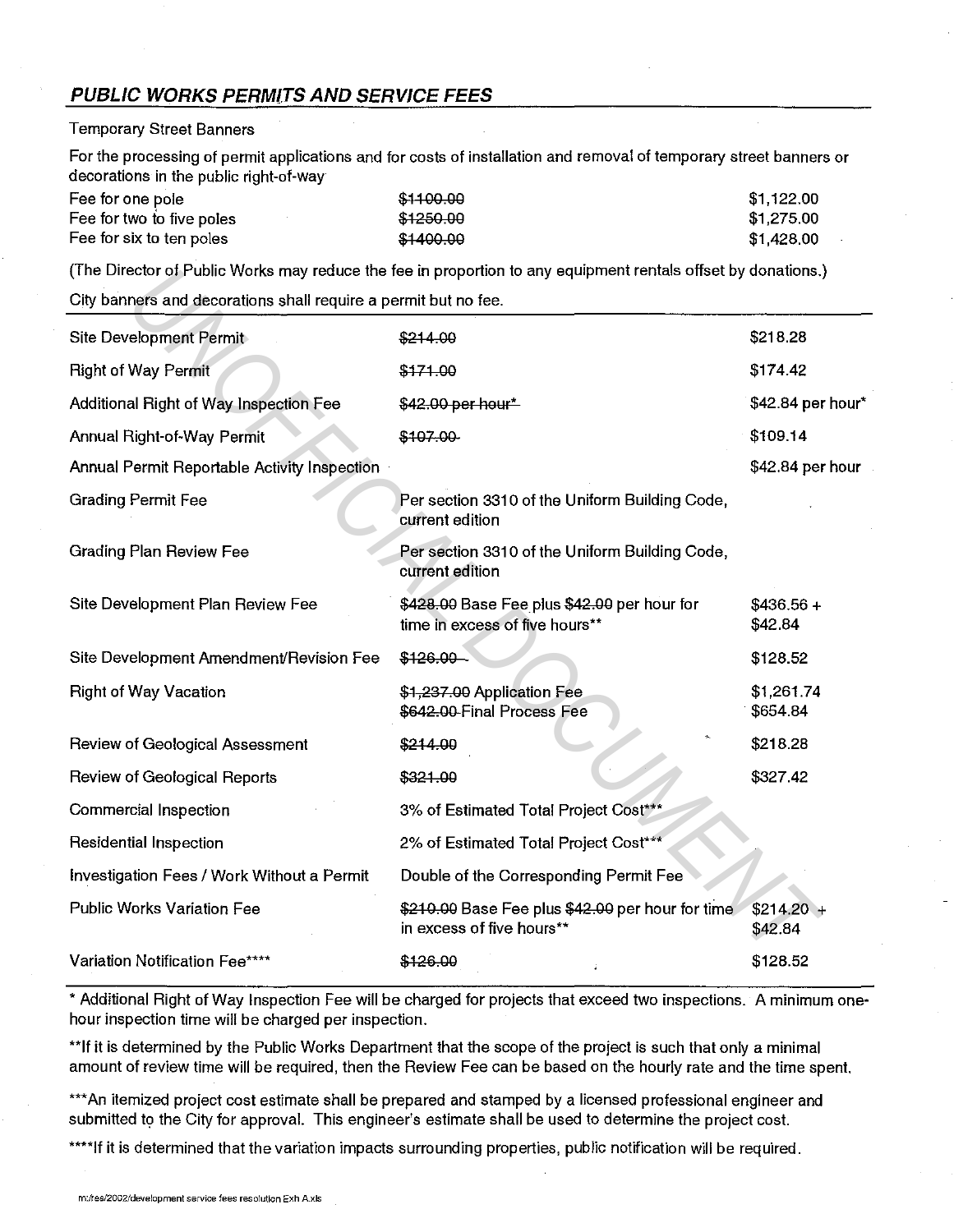## ***PUBLIC WORKS PERMITS AND SERVICE FEES***

Temporary Street Banners

For the processing of permit applications and for costs of installation and removal of temporary street banners or decorations in the public right-of-way

| | | |
|---|---|---|
| Fee for one pole | ~~$1100.00~~ | $1,122.00 |
| Fee for two to five poles | ~~$1250.00~~ | $1,275.00 |
| Fee for six to ten poles | ~~$1400.00~~ | $1,428.00 |

(The Director of Public Works may reduce the fee in proportion to any equipment rentals offset by donations.)

City banners and decorations shall require a permit but no fee.

| | | |
|---|---|---|
| Site Development Permit | ~~$214.00~~ | $218.28 |
| Right of Way Permit | ~~$171.00~~ | $174.42 |
| Additional Right of Way Inspection Fee | ~~$42.00 per hour*~~ | $42.84 per hour* |
| Annual Right-of-Way Permit | ~~$107.00~~ | $109.14 |
| Annual Permit Reportable Activity Inspection | | $42.84 per hour |
| Grading Permit Fee | Per section 3310 of the Uniform Building Code, current edition | |
| Grading Plan Review Fee | Per section 3310 of the Uniform Building Code, current edition | |
| Site Development Plan Review Fee | ~~$428.00~~ Base Fee plus ~~$42.00~~ per hour for time in excess of five hours** | $436.56 + $42.84 |
| Site Development Amendment/Revision Fee | ~~$126.00~~ | $128.52 |
| Right of Way Vacation | ~~$1,237.00~~ Application Fee<br>~~$642.00~~ Final Process Fee | $1,261.74<br>$654.84 |
| Review of Geological Assessment | ~~$214.00~~ | $218.28 |
| Review of Geological Reports | ~~$321.00~~ | $327.42 |
| Commercial Inspection | 3% of Estimated Total Project Cost*** | |
| Residential Inspection | 2% of Estimated Total Project Cost*** | |
| Investigation Fees / Work Without a Permit | Double of the Corresponding Permit Fee | |
| Public Works Variation Fee | ~~$210.00~~ Base Fee plus ~~$42.00~~ per hour for time in excess of five hours** | $214.20 + $42.84 |
| Variation Notification Fee**** | ~~$126.00~~ | $128.52 |

* Additional Right of Way Inspection Fee will be charged for projects that exceed two inspections. A minimum one-hour inspection time will be charged per inspection.

**If it is determined by the Public Works Department that the scope of the project is such that only a minimal amount of review time will be required, then the Review Fee can be based on the hourly rate and the time spent.

***An itemized project cost estimate shall be prepared and stamped by a licensed professional engineer and submitted to the City for approval. This engineer's estimate shall be used to determine the project cost.

****If it is determined that the variation impacts surrounding properties, public notification will be required.

m:/res/2002/development service fees resolution Exh A.xls